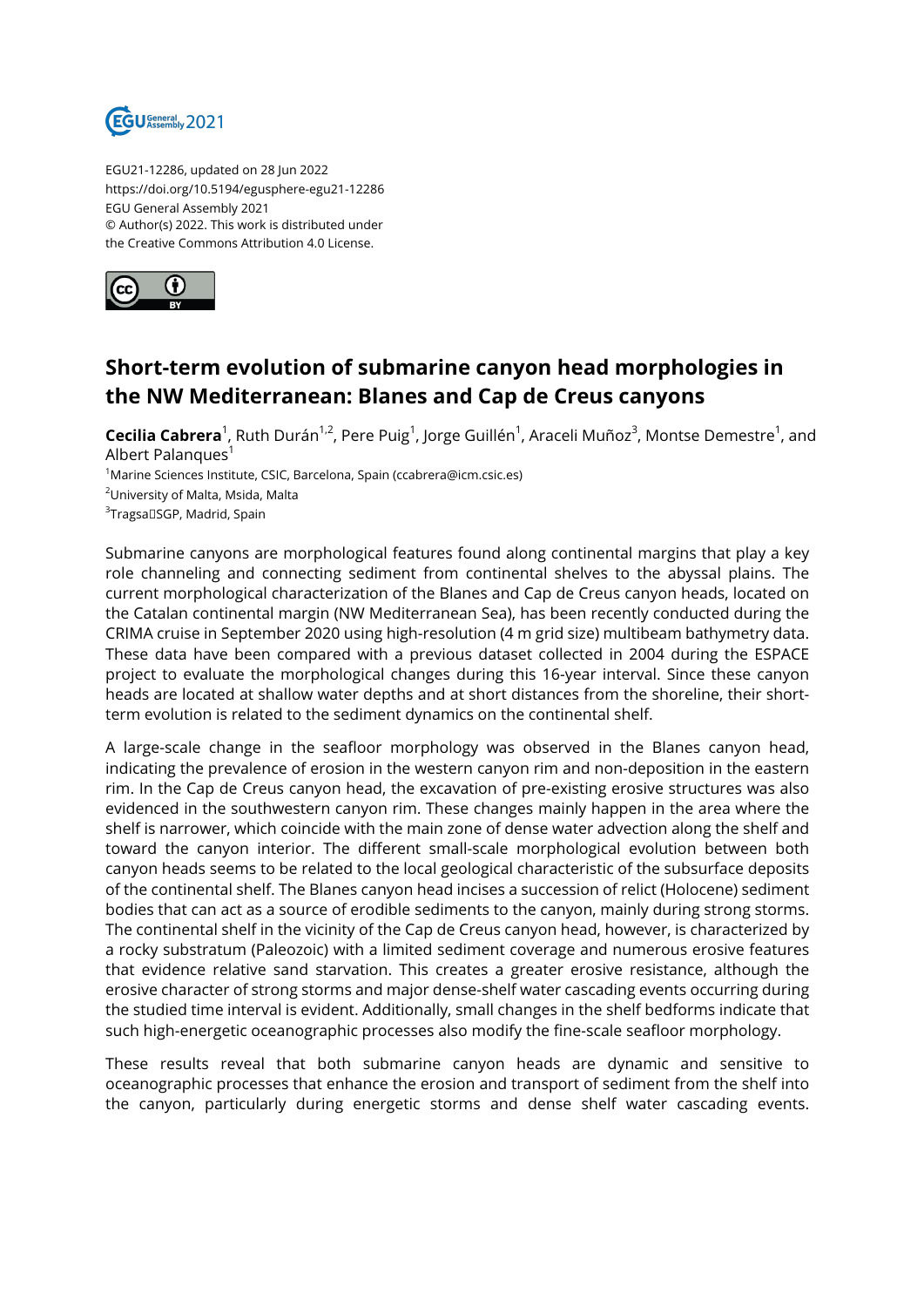EGU21-12286, updated on 28 Jun 2022
https://doi.org/10.5194/egusphere-egu21-12286
EGU General Assembly 2021
© Author(s) 2022. This work is distributed under
the Creative Commons Attribution 4.0 License.

# Short-term evolution of submarine canyon head morphologies in the NW Mediterranean: Blanes and Cap de Creus canyons

**Cecilia Cabrera**[1], Ruth Durán[1,2], Pere Puig[1], Jorge Guillén[1], Araceli Muñoz[3], Montse Demestre[1], and Albert Palanques[1]

[1]Marine Sciences Institute, CSIC, Barcelona, Spain (ccabrera@icm.csic.es)
[2]University of Malta, Msida, Malta
[3]Tragsa SGP, Madrid, Spain

Submarine canyons are morphological features found along continental margins that play a key role channeling and connecting sediment from continental shelves to the abyssal plains. The current morphological characterization of the Blanes and Cap de Creus canyon heads, located on the Catalan continental margin (NW Mediterranean Sea), has been recently conducted during the CRIMA cruise in September 2020 using high-resolution (4 m grid size) multibeam bathymetry data. These data have been compared with a previous dataset collected in 2004 during the ESPACE project to evaluate the morphological changes during this 16-year interval. Since these canyon heads are located at shallow water depths and at short distances from the shoreline, their short-term evolution is related to the sediment dynamics on the continental shelf.

A large-scale change in the seafloor morphology was observed in the Blanes canyon head, indicating the prevalence of erosion in the western canyon rim and non-deposition in the eastern rim. In the Cap de Creus canyon head, the excavation of pre-existing erosive structures was also evidenced in the southwestern canyon rim. These changes mainly happen in the area where the shelf is narrower, which coincide with the main zone of dense water advection along the shelf and toward the canyon interior. The different small-scale morphological evolution between both canyon heads seems to be related to the local geological characteristic of the subsurface deposits of the continental shelf. The Blanes canyon head incises a succession of relict (Holocene) sediment bodies that can act as a source of erodible sediments to the canyon, mainly during strong storms. The continental shelf in the vicinity of the Cap de Creus canyon head, however, is characterized by a rocky substratum (Paleozoic) with a limited sediment coverage and numerous erosive features that evidence relative sand starvation. This creates a greater erosive resistance, although the erosive character of strong storms and major dense-shelf water cascading events occurring during the studied time interval is evident. Additionally, small changes in the shelf bedforms indicate that such high-energetic oceanographic processes also modify the fine-scale seafloor morphology.

These results reveal that both submarine canyon heads are dynamic and sensitive to oceanographic processes that enhance the erosion and transport of sediment from the shelf into the canyon, particularly during energetic storms and dense shelf water cascading events.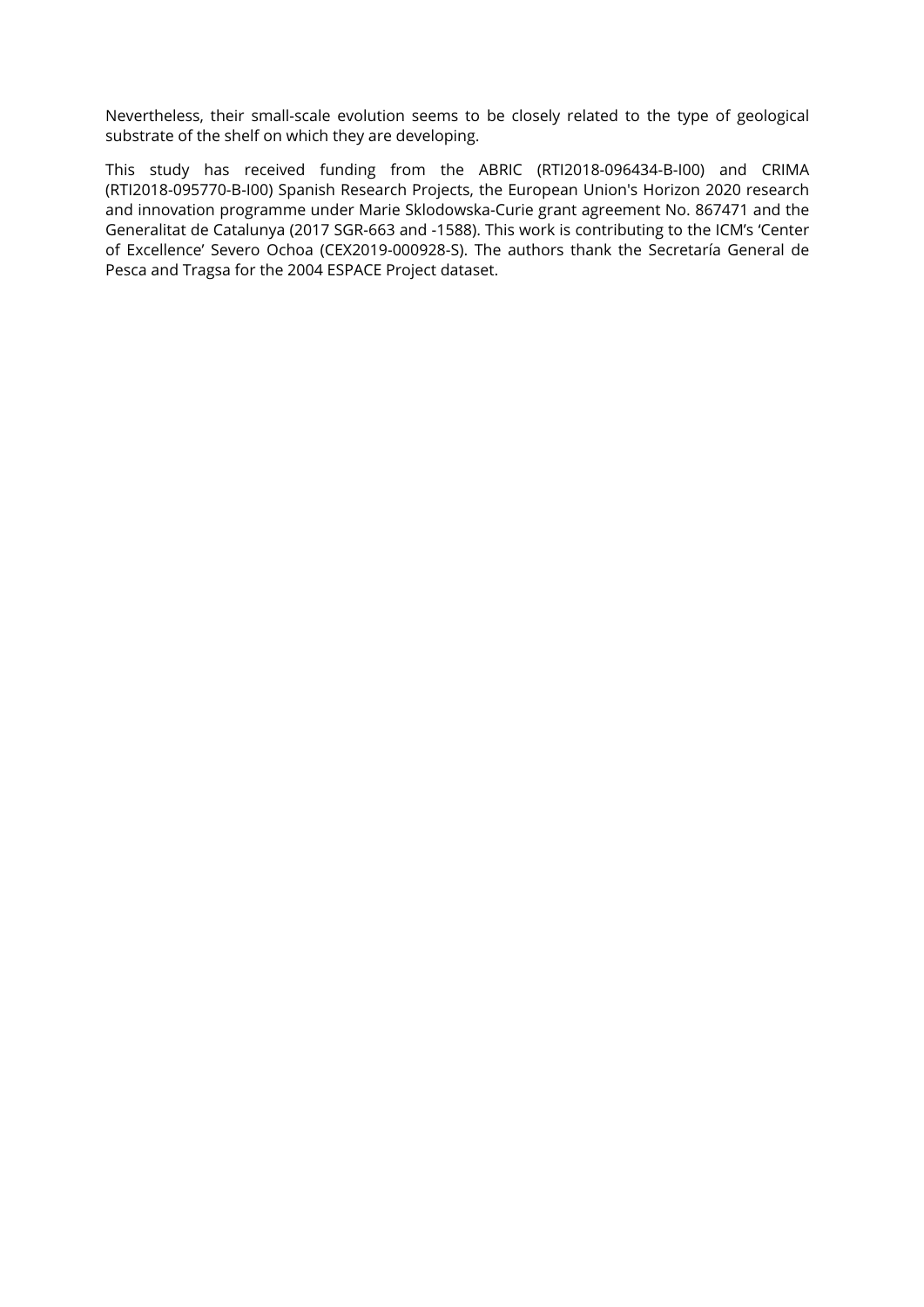Nevertheless, their small-scale evolution seems to be closely related to the type of geological substrate of the shelf on which they are developing.

This study has received funding from the ABRIC (RTI2018-096434-B-I00) and CRIMA (RTI2018-095770-B-I00) Spanish Research Projects, the European Union's Horizon 2020 research and innovation programme under Marie Sklodowska-Curie grant agreement No. 867471 and the Generalitat de Catalunya (2017 SGR-663 and -1588). This work is contributing to the ICM's 'Center of Excellence' Severo Ochoa (CEX2019-000928-S). The authors thank the Secretaría General de Pesca and Tragsa for the 2004 ESPACE Project dataset.